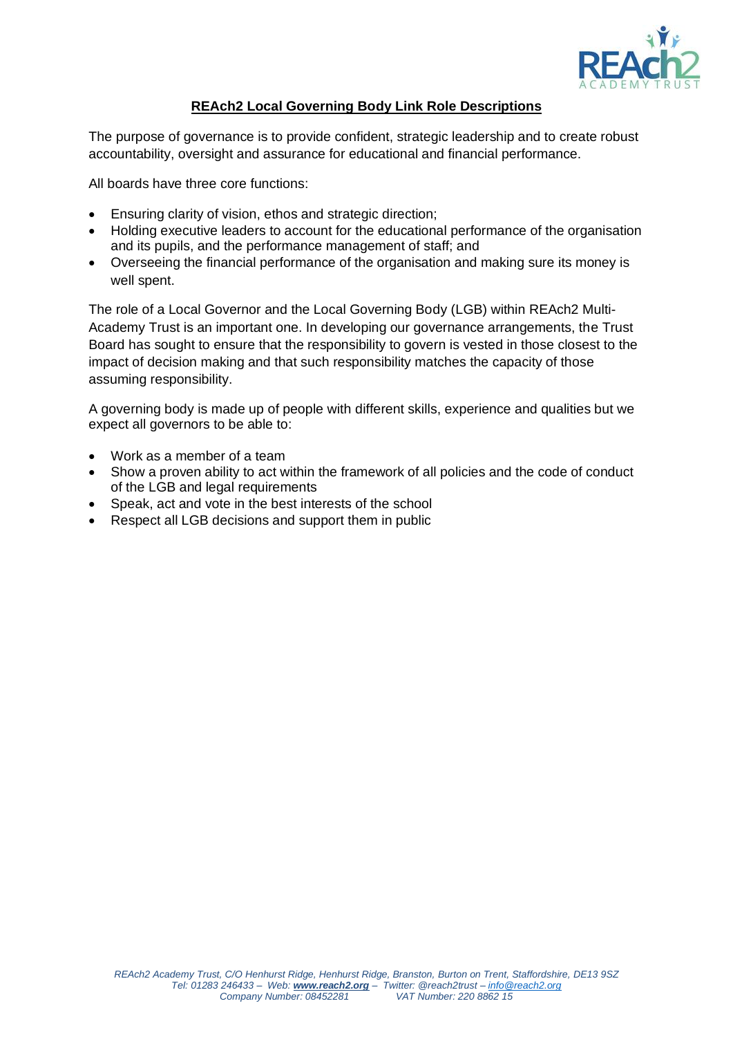# REAch2 Local Governing Body Link Role Descriptions

The purpose of governance is to provide confident, strategic leadership and to create robust accountability, oversight and assurance for educational and financial performance.

All boards have three core functions:

- Ensuring clarity of vision, ethos and strategic direction;
- Holding executive leaders to account for the educational performance of the organisation and its pupils, and the performance management of staff; and
- Overseeing the financial performance of the organisation and making sure its money is well spent.

The role of a Local Governor and the Local Governing Body (LGB) within REAch2 Multi-Academy Trust is an important one. In developing our governance arrangements, the Trust Board has sought to ensure that the responsibility to govern is vested in those closest to the impact of decision making and that such responsibility matches the capacity of those assuming responsibility.

A governing body is made up of people with different skills, experience and qualities but we expect all governors to be able to:

- Work as a member of a team
- Show a proven ability to act within the framework of all policies and the code of conduct of the LGB and legal requirements
- Speak, act and vote in the best interests of the school
- Respect all LGB decisions and support them in public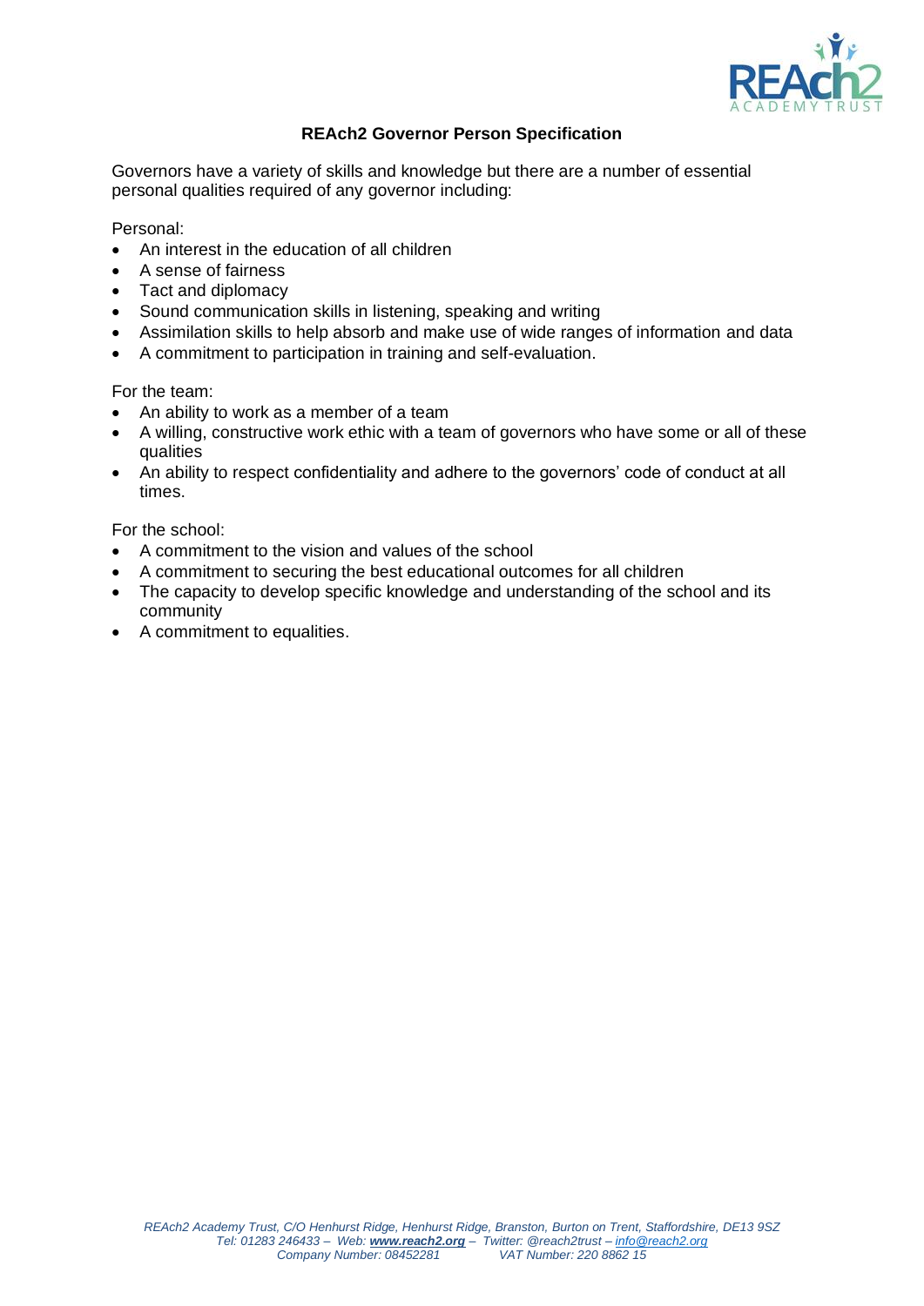# REAch2 Governor Person Specification

Governors have a variety of skills and knowledge but there are a number of essential personal qualities required of any governor including:

Personal:

- An interest in the education of all children
- A sense of fairness
- Tact and diplomacy
- Sound communication skills in listening, speaking and writing
- Assimilation skills to help absorb and make use of wide ranges of information and data
- A commitment to participation in training and self-evaluation.

For the team:

- An ability to work as a member of a team
- A willing, constructive work ethic with a team of governors who have some or all of these qualities
- An ability to respect confidentiality and adhere to the governors' code of conduct at all times.

For the school:

- A commitment to the vision and values of the school
- A commitment to securing the best educational outcomes for all children
- The capacity to develop specific knowledge and understanding of the school and its community
- A commitment to equalities.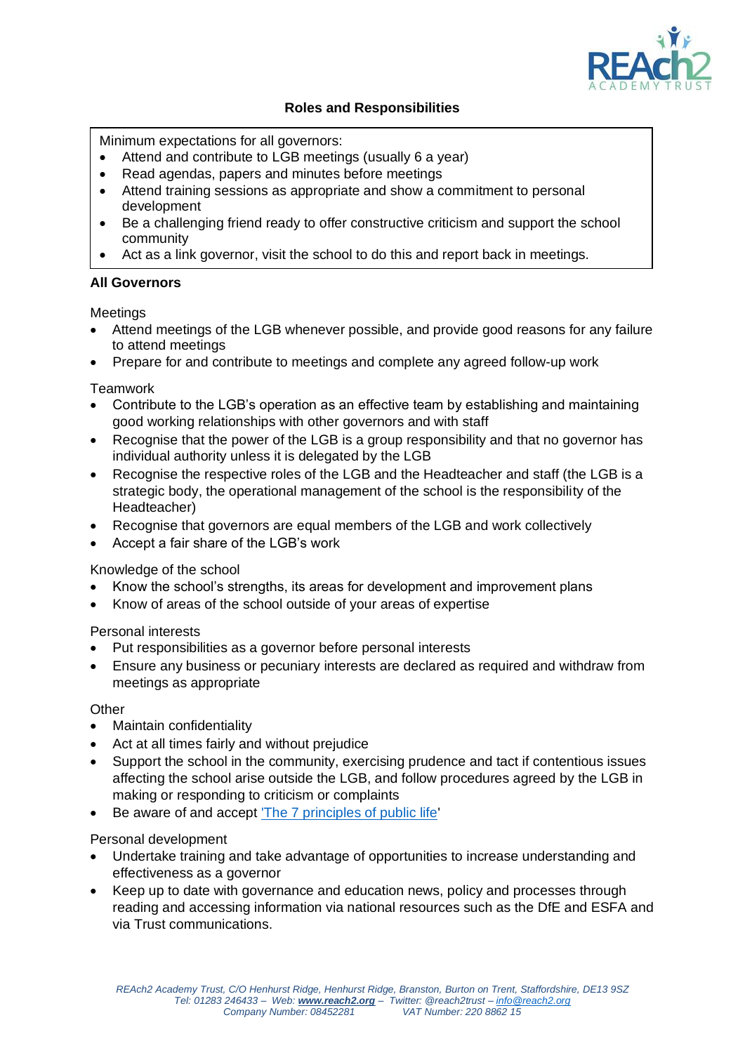## Roles and Responsibilities

Minimum expectations for all governors:

- Attend and contribute to LGB meetings (usually 6 a year)
- Read agendas, papers and minutes before meetings
- Attend training sessions as appropriate and show a commitment to personal development
- Be a challenging friend ready to offer constructive criticism and support the school community
- Act as a link governor, visit the school to do this and report back in meetings.

### All Governors

Meetings

- Attend meetings of the LGB whenever possible, and provide good reasons for any failure to attend meetings
- Prepare for and contribute to meetings and complete any agreed follow-up work

Teamwork

- Contribute to the LGB's operation as an effective team by establishing and maintaining good working relationships with other governors and with staff
- Recognise that the power of the LGB is a group responsibility and that no governor has individual authority unless it is delegated by the LGB
- Recognise the respective roles of the LGB and the Headteacher and staff (the LGB is a strategic body, the operational management of the school is the responsibility of the Headteacher)
- Recognise that governors are equal members of the LGB and work collectively
- Accept a fair share of the LGB's work

Knowledge of the school

- Know the school's strengths, its areas for development and improvement plans
- Know of areas of the school outside of your areas of expertise

Personal interests

- Put responsibilities as a governor before personal interests
- Ensure any business or pecuniary interests are declared as required and withdraw from meetings as appropriate

Other

- Maintain confidentiality
- Act at all times fairly and without prejudice
- Support the school in the community, exercising prudence and tact if contentious issues affecting the school arise outside the LGB, and follow procedures agreed by the LGB in making or responding to criticism or complaints
- Be aware of and accept 'The 7 principles of public life'

Personal development

- Undertake training and take advantage of opportunities to increase understanding and effectiveness as a governor
- Keep up to date with governance and education news, policy and processes through reading and accessing information via national resources such as the DfE and ESFA and via Trust communications.